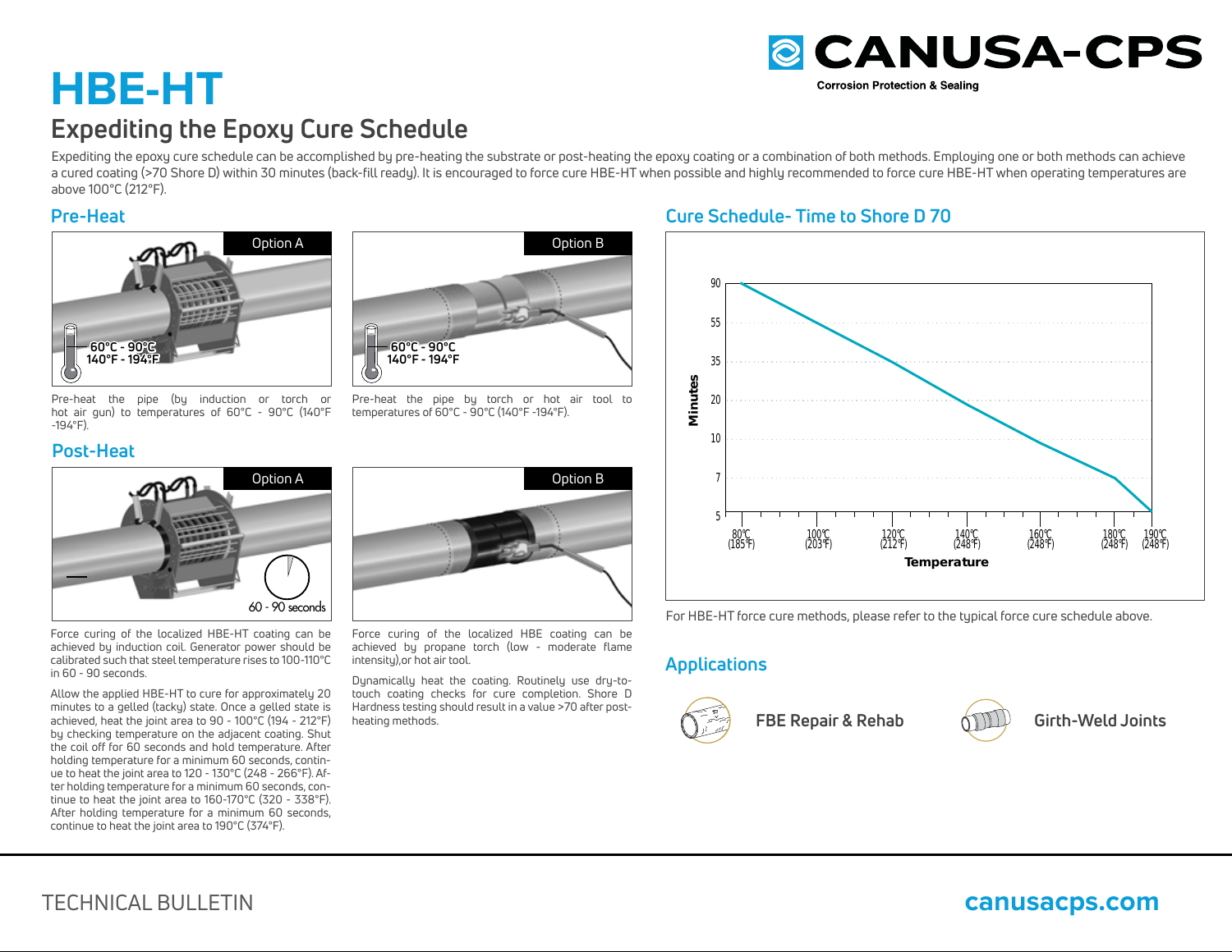# HBE-HT

## Expediting the Epoxy Cure Schedule

Expediting the epoxy cure schedule can be accomplished by pre-heating the substrate or post-heating the epoxy coating or a combination of both methods. Employing one or both methods can achieve a cured coating (>70 Shore D) within 30 minutes (back-fill ready). It is encouraged to force cure HBE-HT when possible and highly recommended to force cure HBE-HT when operating temperatures are above 100°C (212°F).

### Pre-Heat

**Option A**

60°C - 90°C
140°F - 194°F

Pre-heat the pipe (by induction or torch or hot air gun) to temperatures of 60°C - 90°C (140°F -194°F).

**Option B**

60°C - 90°C
140°F - 194°F

Pre-heat the pipe by torch or hot air tool to temperatures of 60°C - 90°C (140°F -194°F).

### Post-Heat

**Option A**

60 - 90 seconds

Force curing of the localized HBE-HT coating can be achieved by induction coil. Generator power should be calibrated such that steel temperature rises to 100-110°C in 60 - 90 seconds.

Allow the applied HBE-HT to cure for approximately 20 minutes to a gelled (tacky) state. Once a gelled state is achieved, heat the joint area to 90 - 100°C (194 - 212°F) by checking temperature on the adjacent coating. Shut the coil off for 60 seconds and hold temperature. After holding temperature for a minimum 60 seconds, continue to heat the joint area to 120 - 130°C (248 - 266°F). After holding temperature for a minimum 60 seconds, continue to heat the joint area to 160-170°C (320 - 338°F). After holding temperature for a minimum 60 seconds, continue to heat the joint area to 190°C (374°F).

**Option B**

Force curing of the localized HBE coating can be achieved by propane torch (low - moderate flame intensity),or hot air tool.

Dynamically heat the coating. Routinely use dry-to-touch coating checks for cure completion. Shore D Hardness testing should result in a value >70 after post-heating methods.

### Cure Schedule- Time to Shore D 70

| Temperature | Minutes |
|---|---|
| 80°C (185°F) | 90 |
| 100°C (203°F) | 55 |
| 120°C (212°F) | 35 |
| 140°C (248°F) | 20 |
| 160°C (248°F) | 10 |
| 180°C (248°F) | 7 |
| 190°C (248°F) | 5 |

For HBE-HT force cure methods, please refer to the typical force cure schedule above.

### Applications

- FBE Repair & Rehab
- Girth-Weld Joints

TECHNICAL BULLETIN

canusacps.com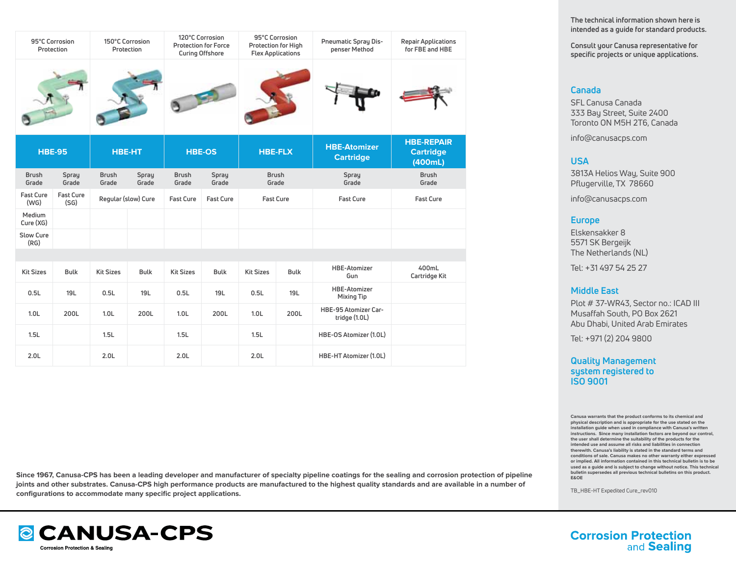| 95°C Corrosion Protection | | 150°C Corrosion Protection | | 120°C Corrosion Protection for Force Curing Offshore | | 95°C Corrosion Protection for High Flex Applications | | Pneumatic Spray Dispenser Method | Repair Applications for FBE and HBE |
|---|---|---|---|---|---|---|---|---|---|
| **HBE-95** | | **HBE-HT** | | **HBE-OS** | | **HBE-FLX** | | **HBE-Atomizer Cartridge** | **HBE-REPAIR Cartridge (400mL)** |
| Brush Grade | Spray Grade | Brush Grade | Spray Grade | Brush Grade | Spray Grade | Brush Grade | | Spray Grade | Brush Grade |
| Fast Cure (WG) | Fast Cure (SG) | Regular (slow) Cure | | Fast Cure | Fast Cure | Fast Cure | | Fast Cure | Fast Cure |
| Medium Cure (XG) | | | | | | | | | |
| Slow Cure (RG) | | | | | | | | | |
| | | | | | | | | | |
| Kit Sizes | Bulk | Kit Sizes | Bulk | Kit Sizes | Bulk | Kit Sizes | Bulk | HBE-Atomizer Gun | 400mL Cartridge Kit |
| 0.5L | 19L | 0.5L | 19L | 0.5L | 19L | 0.5L | 19L | HBE-Atomizer Mixing Tip | |
| 1.0L | 200L | 1.0L | 200L | 1.0L | 200L | 1.0L | 200L | HBE-95 Atomizer Cartridge (1.0L) | |
| 1.5L | | 1.5L | | 1.5L | | 1.5L | | HBE-OS Atomizer (1.0L) | |
| 2.0L | | 2.0L | | 2.0L | | 2.0L | | HBE-HT Atomizer (1.0L) | |

**Since 1967, Canusa-CPS has been a leading developer and manufacturer of specialty pipeline coatings for the sealing and corrosion protection of pipeline joints and other substrates. Canusa-CPS high performance products are manufactured to the highest quality standards and are available in a number of configurations to accommodate many specific project applications.**

**CANUSA-CPS**
Corrosion Protection & Sealing

The technical information shown here is intended as a guide for standard products.

Consult your Canusa representative for specific projects or unique applications.

## Canada

SFL Canusa Canada
333 Bay Street, Suite 2400
Toronto ON M5H 2T6, Canada

info@canusacps.com

## USA

3813A Helios Way, Suite 900
Pflugerville, TX 78660

info@canusacps.com

## Europe

Elskensakker 8
5571 SK Bergeijk
The Netherlands (NL)

Tel: +31 497 54 25 27

## Middle East

Plot # 37-WR43, Sector no.: ICAD III
Musaffah South, PO Box 2621
Abu Dhabi, United Arab Emirates

Tel: +971 (2) 204 9800

## Quality Management system registered to ISO 9001

Canusa warrants that the product conforms to its chemical and physical description and is appropriate for the use stated on the installation guide when used in compliance with Canusa's written instructions. Since many installation factors are beyond our control, the user shall determine the suitability of the products for the intended use and assume all risks and liabilities in connection therewith. Canusa's liability is stated in the standard terms and conditions of sale. Canusa makes no other warranty either expressed or implied. All information contained in this technical bulletin is to be used as a guide and is subject to change without notice. This technical bulletin supersedes all previous technical bulletins on this product. E&OE

TB_HBE-HT Expedited Cure_rev010

**Corrosion Protection and Sealing**